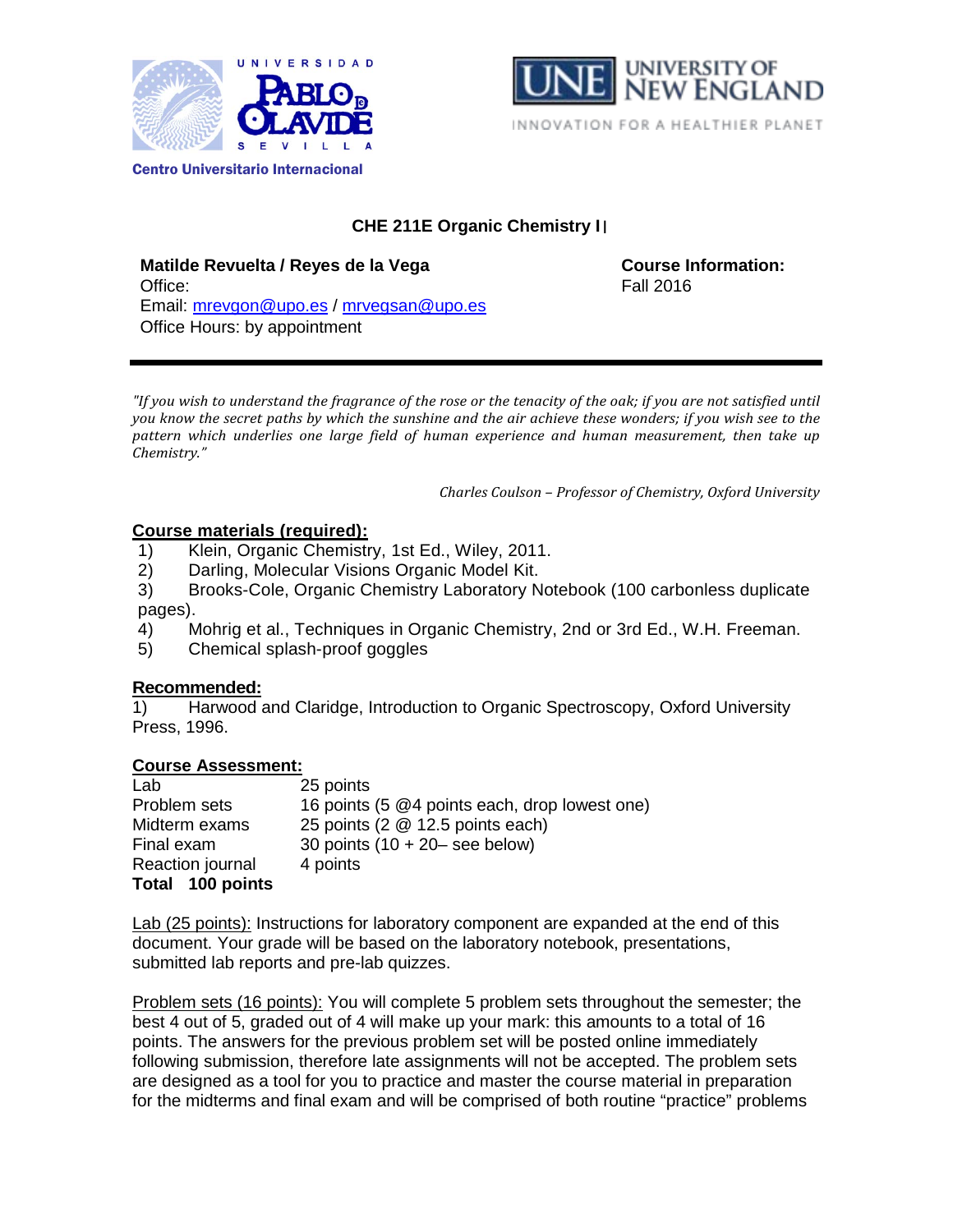Centro Universitario Internacional

# CHE 211E Organic Chemistry I

**Matilde Revuelta / Reyes de la Vega**
Office:
Email: mrevgon@upo.es / mrvegsan@upo.es
Office Hours: by appointment

**Course Information:**
Fall 2016

---

*"If you wish to understand the fragrance of the rose or the tenacity of the oak; if you are not satisfied until you know the secret paths by which the sunshine and the air achieve these wonders; if you wish see to the pattern which underlies one large field of human experience and human measurement, then take up Chemistry."*

*Charles Coulson – Professor of Chemistry, Oxford University*

## Course materials (required):

1) Klein, Organic Chemistry, 1st Ed., Wiley, 2011.
2) Darling, Molecular Visions Organic Model Kit.
3) Brooks-Cole, Organic Chemistry Laboratory Notebook (100 carbonless duplicate pages).
4) Mohrig et al., Techniques in Organic Chemistry, 2nd or 3rd Ed., W.H. Freeman.
5) Chemical splash-proof goggles

## Recommended:

1) Harwood and Claridge, Introduction to Organic Spectroscopy, Oxford University Press, 1996.

## Course Assessment:

| | |
|---|---|
| Lab | 25 points |
| Problem sets | 16 points (5 @4 points each, drop lowest one) |
| Midterm exams | 25 points (2 @ 12.5 points each) |
| Final exam | 30 points (10 + 20– see below) |
| Reaction journal | 4 points |
| **Total** | **100 points** |

Lab (25 points): Instructions for laboratory component are expanded at the end of this document. Your grade will be based on the laboratory notebook, presentations, submitted lab reports and pre-lab quizzes.

Problem sets (16 points): You will complete 5 problem sets throughout the semester; the best 4 out of 5, graded out of 4 will make up your mark: this amounts to a total of 16 points. The answers for the previous problem set will be posted online immediately following submission, therefore late assignments will not be accepted. The problem sets are designed as a tool for you to practice and master the course material in preparation for the midterms and final exam and will be comprised of both routine "practice" problems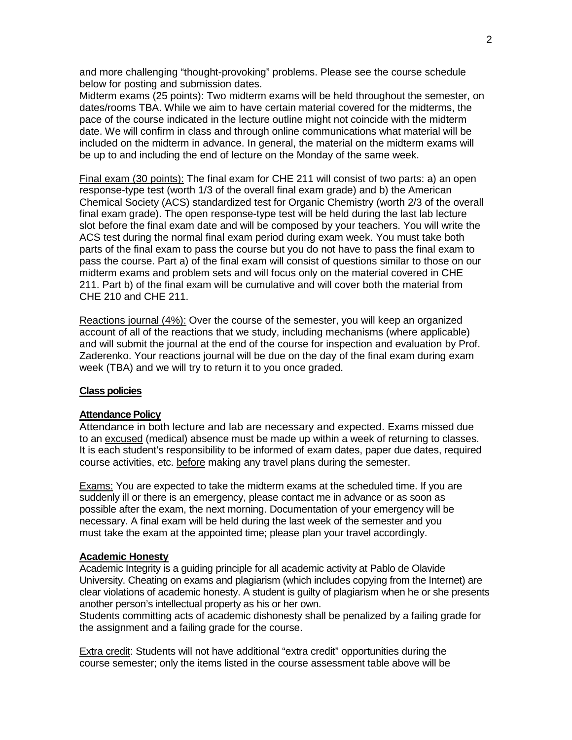and more challenging "thought-provoking" problems. Please see the course schedule below for posting and submission dates.

Midterm exams (25 points): Two midterm exams will be held throughout the semester, on dates/rooms TBA. While we aim to have certain material covered for the midterms, the pace of the course indicated in the lecture outline might not coincide with the midterm date. We will confirm in class and through online communications what material will be included on the midterm in advance. In general, the material on the midterm exams will be up to and including the end of lecture on the Monday of the same week.

Final exam (30 points): The final exam for CHE 211 will consist of two parts: a) an open response-type test (worth 1/3 of the overall final exam grade) and b) the American Chemical Society (ACS) standardized test for Organic Chemistry (worth 2/3 of the overall final exam grade). The open response-type test will be held during the last lab lecture slot before the final exam date and will be composed by your teachers. You will write the ACS test during the normal final exam period during exam week. You must take both parts of the final exam to pass the course but you do not have to pass the final exam to pass the course. Part a) of the final exam will consist of questions similar to those on our midterm exams and problem sets and will focus only on the material covered in CHE 211. Part b) of the final exam will be cumulative and will cover both the material from CHE 210 and CHE 211.

Reactions journal (4%): Over the course of the semester, you will keep an organized account of all of the reactions that we study, including mechanisms (where applicable) and will submit the journal at the end of the course for inspection and evaluation by Prof. Zaderenko. Your reactions journal will be due on the day of the final exam during exam week (TBA) and we will try to return it to you once graded.

**Class policies**

**Attendance Policy**

Attendance in both lecture and lab are necessary and expected. Exams missed due to an excused (medical) absence must be made up within a week of returning to classes. It is each student's responsibility to be informed of exam dates, paper due dates, required course activities, etc. before making any travel plans during the semester.

Exams: You are expected to take the midterm exams at the scheduled time. If you are suddenly ill or there is an emergency, please contact me in advance or as soon as possible after the exam, the next morning. Documentation of your emergency will be necessary. A final exam will be held during the last week of the semester and you must take the exam at the appointed time; please plan your travel accordingly.

**Academic Honesty**

Academic Integrity is a guiding principle for all academic activity at Pablo de Olavide University. Cheating on exams and plagiarism (which includes copying from the Internet) are clear violations of academic honesty. A student is guilty of plagiarism when he or she presents another person's intellectual property as his or her own.

Students committing acts of academic dishonesty shall be penalized by a failing grade for the assignment and a failing grade for the course.

Extra credit: Students will not have additional "extra credit" opportunities during the course semester; only the items listed in the course assessment table above will be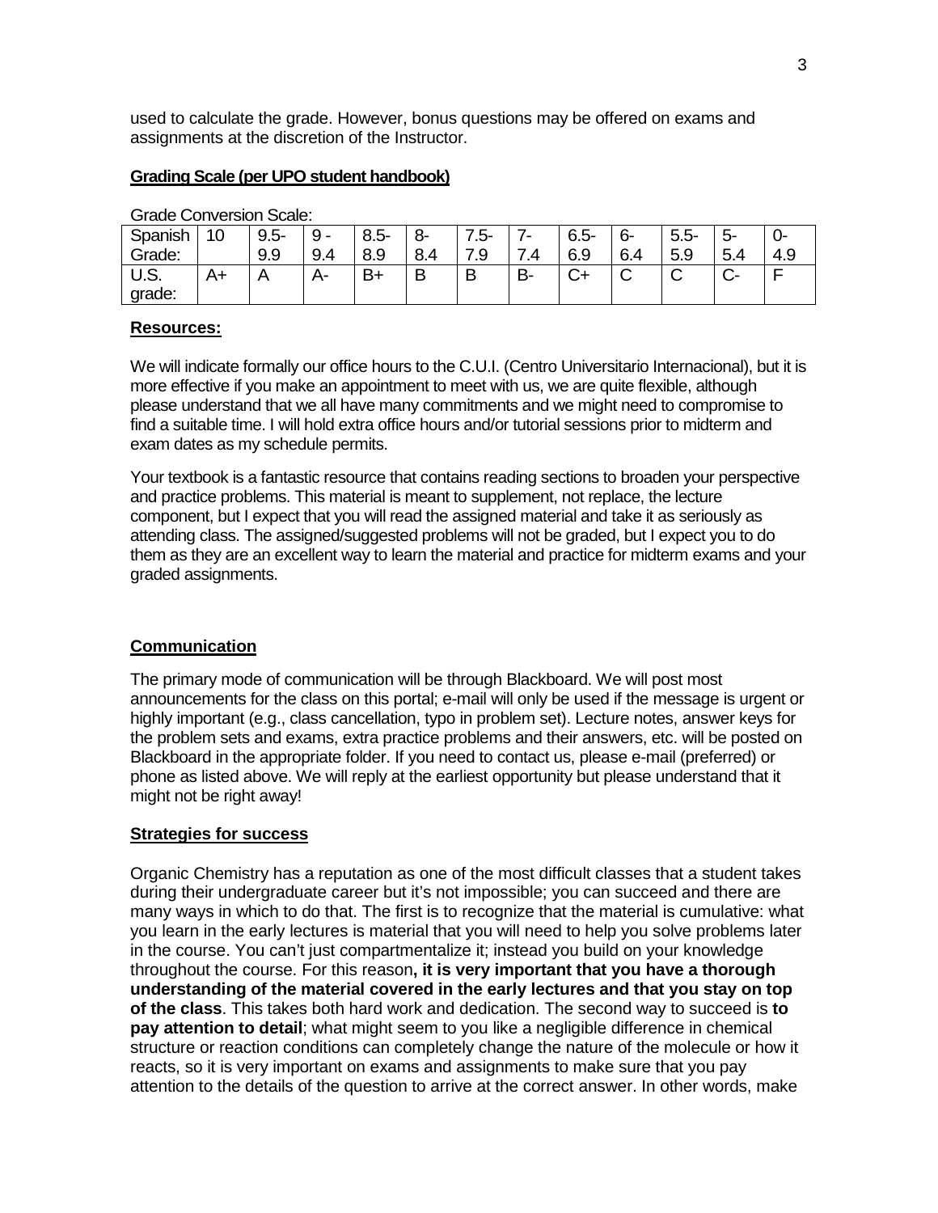used to calculate the grade. However, bonus questions may be offered on exams and assignments at the discretion of the Instructor.

**Grading Scale (per UPO student handbook)**

Grade Conversion Scale:

| Spanish Grade: | 10 | 9.5-9.9 | 9 - 9.4 | 8.5-8.9 | 8-8.4 | 7.5-7.9 | 7-7.4 | 6.5-6.9 | 6-6.4 | 5.5-5.9 | 5-5.4 | 0-4.9 |
|---|---|---|---|---|---|---|---|---|---|---|---|---|
| U.S. grade: | A+ | A | A- | B+ | B | B | B- | C+ | C | C | C- | F |

**Resources:**

We will indicate formally our office hours to the C.U.I. (Centro Universitario Internacional), but it is more effective if you make an appointment to meet with us, we are quite flexible, although please understand that we all have many commitments and we might need to compromise to find a suitable time. I will hold extra office hours and/or tutorial sessions prior to midterm and exam dates as my schedule permits.

Your textbook is a fantastic resource that contains reading sections to broaden your perspective and practice problems. This material is meant to supplement, not replace, the lecture component, but I expect that you will read the assigned material and take it as seriously as attending class. The assigned/suggested problems will not be graded, but I expect you to do them as they are an excellent way to learn the material and practice for midterm exams and your graded assignments.

**Communication**

The primary mode of communication will be through Blackboard. We will post most announcements for the class on this portal; e-mail will only be used if the message is urgent or highly important (e.g., class cancellation, typo in problem set). Lecture notes, answer keys for the problem sets and exams, extra practice problems and their answers, etc. will be posted on Blackboard in the appropriate folder. If you need to contact us, please e-mail (preferred) or phone as listed above. We will reply at the earliest opportunity but please understand that it might not be right away!

**Strategies for success**

Organic Chemistry has a reputation as one of the most difficult classes that a student takes during their undergraduate career but it's not impossible; you can succeed and there are many ways in which to do that. The first is to recognize that the material is cumulative: what you learn in the early lectures is material that you will need to help you solve problems later in the course. You can't just compartmentalize it; instead you build on your knowledge throughout the course. For this reason**, it is very important that you have a thorough understanding of the material covered in the early lectures and that you stay on top of the class**. This takes both hard work and dedication. The second way to succeed is **to pay attention to detail**; what might seem to you like a negligible difference in chemical structure or reaction conditions can completely change the nature of the molecule or how it reacts, so it is very important on exams and assignments to make sure that you pay attention to the details of the question to arrive at the correct answer. In other words, make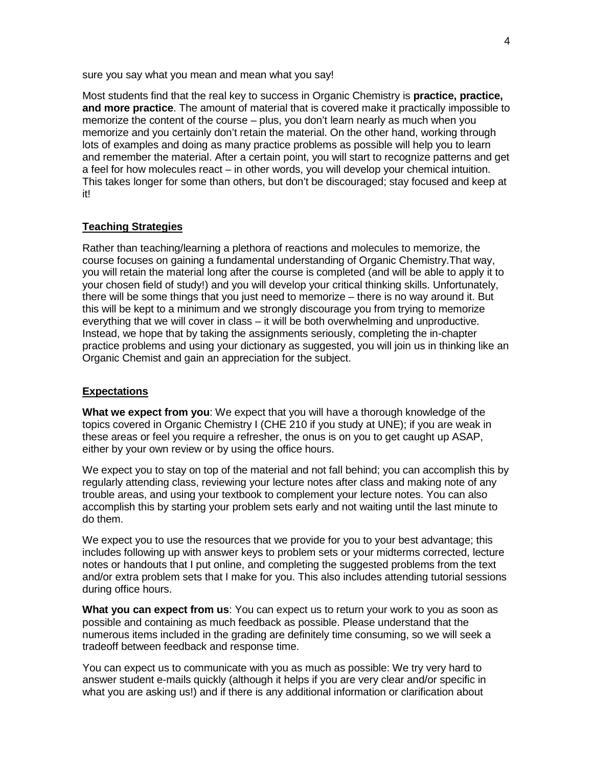sure you say what you mean and mean what you say!

Most students find that the real key to success in Organic Chemistry is **practice, practice, and more practice**. The amount of material that is covered make it practically impossible to memorize the content of the course – plus, you don't learn nearly as much when you memorize and you certainly don't retain the material. On the other hand, working through lots of examples and doing as many practice problems as possible will help you to learn and remember the material. After a certain point, you will start to recognize patterns and get a feel for how molecules react – in other words, you will develop your chemical intuition. This takes longer for some than others, but don't be discouraged; stay focused and keep at it!

## Teaching Strategies

Rather than teaching/learning a plethora of reactions and molecules to memorize, the course focuses on gaining a fundamental understanding of Organic Chemistry.That way, you will retain the material long after the course is completed (and will be able to apply it to your chosen field of study!) and you will develop your critical thinking skills. Unfortunately, there will be some things that you just need to memorize – there is no way around it. But this will be kept to a minimum and we strongly discourage you from trying to memorize everything that we will cover in class – it will be both overwhelming and unproductive. Instead, we hope that by taking the assignments seriously, completing the in-chapter practice problems and using your dictionary as suggested, you will join us in thinking like an Organic Chemist and gain an appreciation for the subject.

## Expectations

**What we expect from you**: We expect that you will have a thorough knowledge of the topics covered in Organic Chemistry I (CHE 210 if you study at UNE); if you are weak in these areas or feel you require a refresher, the onus is on you to get caught up ASAP, either by your own review or by using the office hours.

We expect you to stay on top of the material and not fall behind; you can accomplish this by regularly attending class, reviewing your lecture notes after class and making note of any trouble areas, and using your textbook to complement your lecture notes. You can also accomplish this by starting your problem sets early and not waiting until the last minute to do them.

We expect you to use the resources that we provide for you to your best advantage; this includes following up with answer keys to problem sets or your midterms corrected, lecture notes or handouts that I put online, and completing the suggested problems from the text and/or extra problem sets that I make for you. This also includes attending tutorial sessions during office hours.

**What you can expect from us**: You can expect us to return your work to you as soon as possible and containing as much feedback as possible. Please understand that the numerous items included in the grading are definitely time consuming, so we will seek a tradeoff between feedback and response time.

You can expect us to communicate with you as much as possible: We try very hard to answer student e-mails quickly (although it helps if you are very clear and/or specific in what you are asking us!) and if there is any additional information or clarification about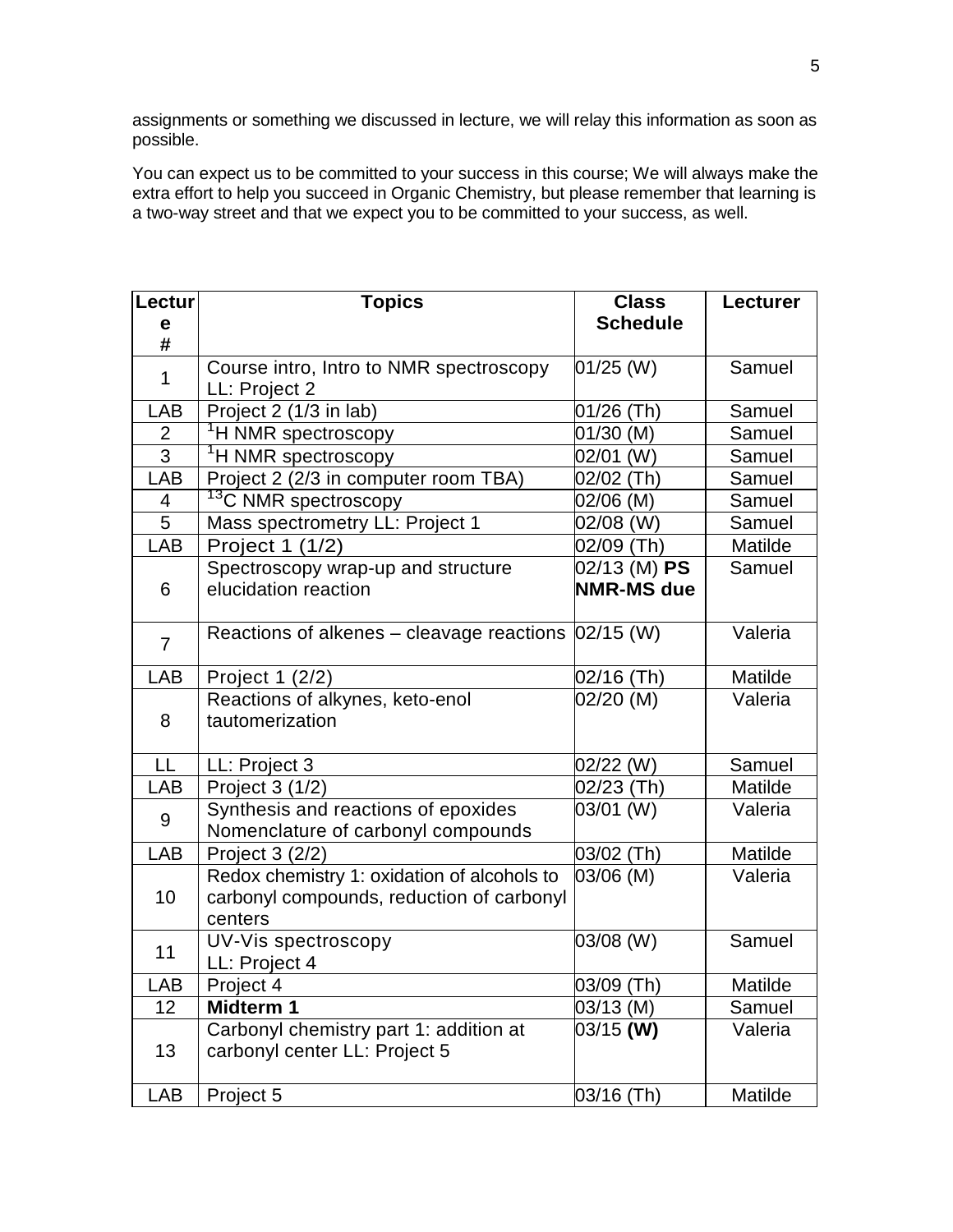assignments or something we discussed in lecture, we will relay this information as soon as possible.

You can expect us to be committed to your success in this course; We will always make the extra effort to help you succeed in Organic Chemistry, but please remember that learning is a two-way street and that we expect you to be committed to your success, as well.

| Lecture # | Topics | Class Schedule | Lecturer |
|---|---|---|---|
| 1 | Course intro, Intro to NMR spectroscopy LL: Project 2 | 01/25 (W) | Samuel |
| LAB | Project 2 (1/3 in lab) | 01/26 (Th) | Samuel |
| 2 | $^{1}H$ NMR spectroscopy | 01/30 (M) | Samuel |
| 3 | $^{1}H$ NMR spectroscopy | 02/01 (W) | Samuel |
| LAB | Project 2 (2/3 in computer room TBA) | 02/02 (Th) | Samuel |
| 4 | $^{13}C$ NMR spectroscopy | 02/06 (M) | Samuel |
| 5 | Mass spectrometry LL: Project 1 | 02/08 (W) | Samuel |
| LAB | Project 1 (1/2) | 02/09 (Th) | Matilde |
| 6 | Spectroscopy wrap-up and structure elucidation reaction | 02/13 (M) **PS NMR-MS due** | Samuel |
| 7 | Reactions of alkenes – cleavage reactions | 02/15 (W) | Valeria |
| LAB | Project 1 (2/2) | 02/16 (Th) | Matilde |
| 8 | Reactions of alkynes, keto-enol tautomerization | 02/20 (M) | Valeria |
| LL | LL: Project 3 | 02/22 (W) | Samuel |
| LAB | Project 3 (1/2) | 02/23 (Th) | Matilde |
| 9 | Synthesis and reactions of epoxides Nomenclature of carbonyl compounds | 03/01 (W) | Valeria |
| LAB | Project 3 (2/2) | 03/02 (Th) | Matilde |
| 10 | Redox chemistry 1: oxidation of alcohols to carbonyl compounds, reduction of carbonyl centers | 03/06 (M) | Valeria |
| 11 | UV-Vis spectroscopy LL: Project 4 | 03/08 (W) | Samuel |
| LAB | Project 4 | 03/09 (Th) | Matilde |
| 12 | **Midterm 1** | 03/13 (M) | Samuel |
| 13 | Carbonyl chemistry part 1: addition at carbonyl center LL: Project 5 | 03/15 **(W)** | Valeria |
| LAB | Project 5 | 03/16 (Th) | Matilde |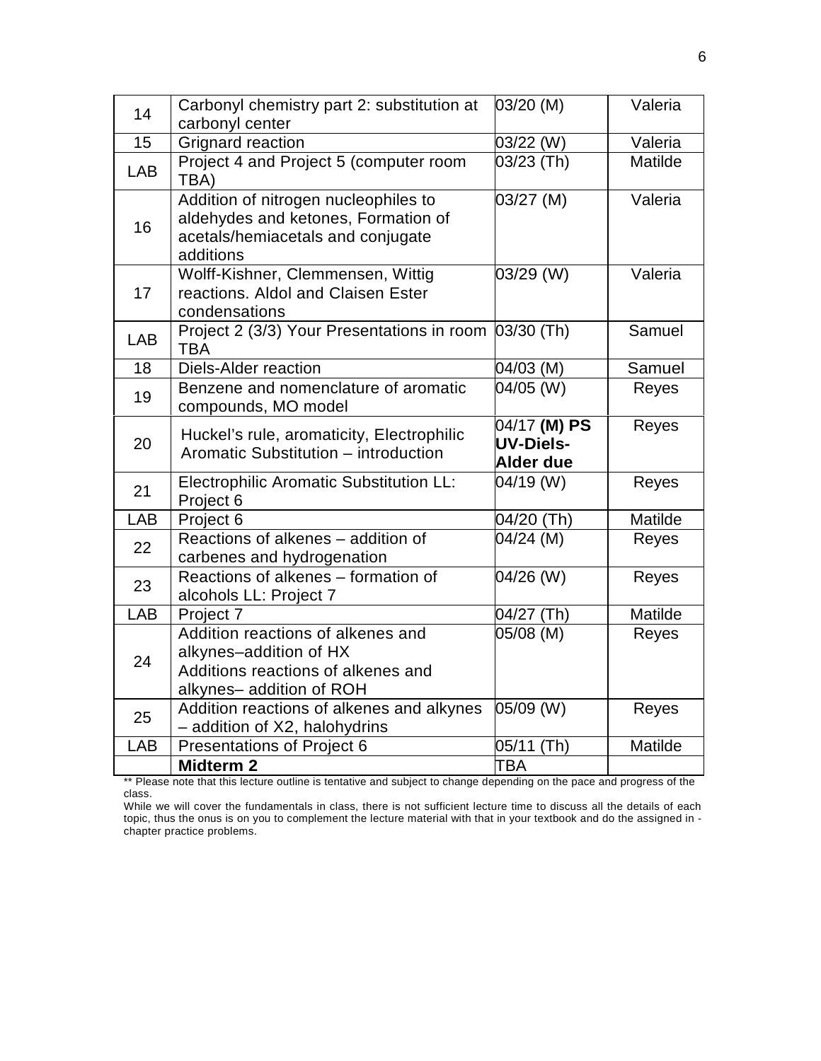| | | | |
|---|---|---|---|
| 14 | Carbonyl chemistry part 2: substitution at carbonyl center | 03/20 (M) | Valeria |
| 15 | Grignard reaction | 03/22 (W) | Valeria |
| LAB | Project 4 and Project 5 (computer room TBA) | 03/23 (Th) | Matilde |
| 16 | Addition of nitrogen nucleophiles to aldehydes and ketones, Formation of acetals/hemiacetals and conjugate additions | 03/27 (M) | Valeria |
| 17 | Wolff-Kishner, Clemmensen, Wittig reactions. Aldol and Claisen Ester condensations | 03/29 (W) | Valeria |
| LAB | Project 2 (3/3) Your Presentations in room TBA | 03/30 (Th) | Samuel |
| 18 | Diels-Alder reaction | 04/03 (M) | Samuel |
| 19 | Benzene and nomenclature of aromatic compounds, MO model | 04/05 (W) | Reyes |
| 20 | Huckel's rule, aromaticity, Electrophilic Aromatic Substitution – introduction | 04/17 **(M) PS UV-Diels-Alder due** | Reyes |
| 21 | Electrophilic Aromatic Substitution LL: Project 6 | 04/19 (W) | Reyes |
| LAB | Project 6 | 04/20 (Th) | Matilde |
| 22 | Reactions of alkenes – addition of carbenes and hydrogenation | 04/24 (M) | Reyes |
| 23 | Reactions of alkenes – formation of alcohols LL: Project 7 | 04/26 (W) | Reyes |
| LAB | Project 7 | 04/27 (Th) | Matilde |
| 24 | Addition reactions of alkenes and alkynes–addition of HX<br>Additions reactions of alkenes and alkynes– addition of ROH | 05/08 (M) | Reyes |
| 25 | Addition reactions of alkenes and alkynes – addition of X2, halohydrins | 05/09 (W) | Reyes |
| LAB | Presentations of Project 6 | 05/11 (Th) | Matilde |
| | **Midterm 2** | TBA | |

** Please note that this lecture outline is tentative and subject to change depending on the pace and progress of the class.

While we will cover the fundamentals in class, there is not sufficient lecture time to discuss all the details of each topic, thus the onus is on you to complement the lecture material with that in your textbook and do the assigned in - chapter practice problems.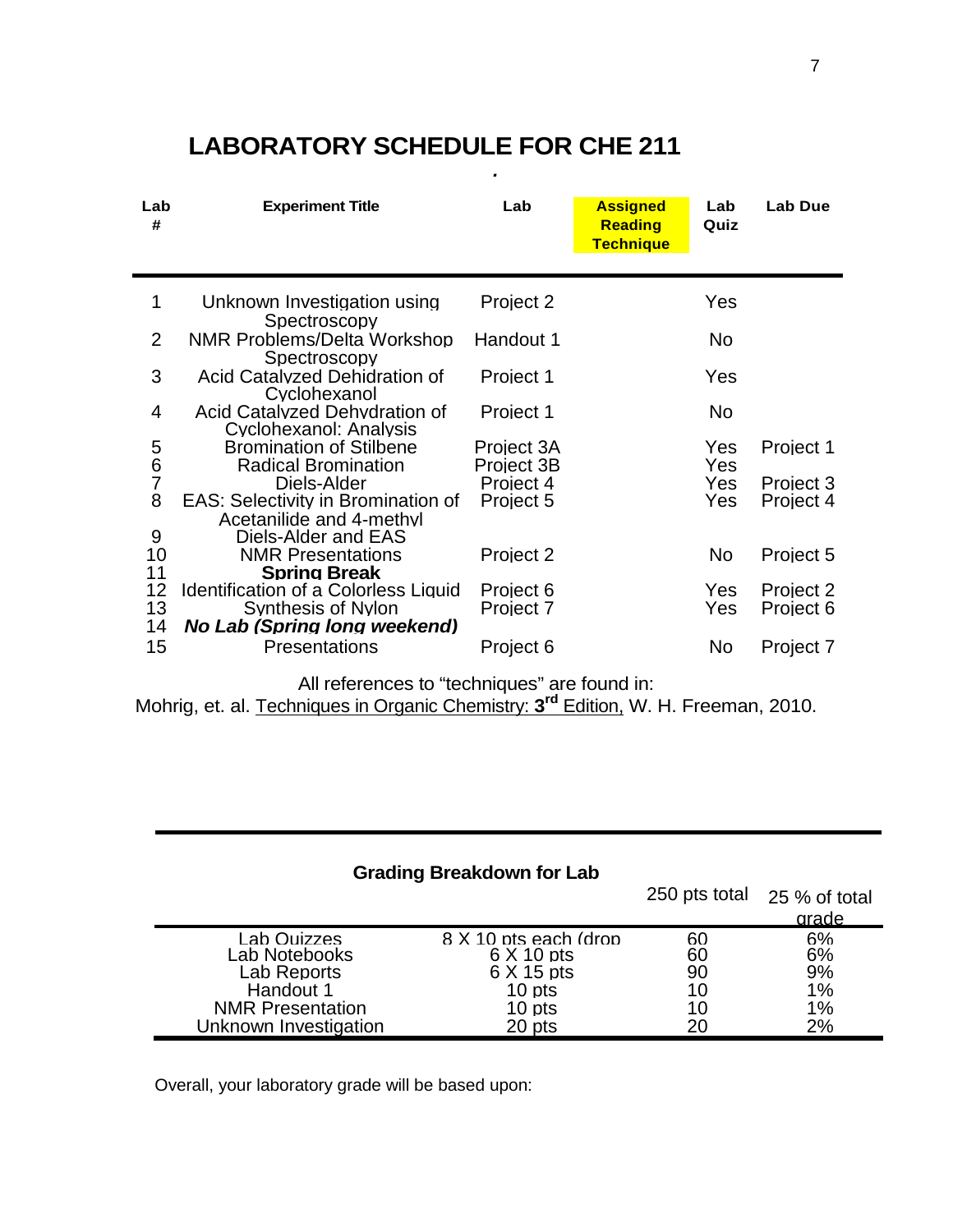# LABORATORY SCHEDULE FOR CHE 211

| Lab # | Experiment Title | Lab | Assigned Reading Technique | Lab Quiz | Lab Due |
|---|---|---|---|---|---|
| 1 | Unknown Investigation using Spectroscopy | Project 2 | | Yes | |
| 2 | NMR Problems/Delta Workshop Spectroscopy | Handout 1 | | No | |
| 3 | Acid Catalyzed Dehidration of Cyclohexanol | Project 1 | | Yes | |
| 4 | Acid Catalyzed Dehydration of Cyclohexanol: Analysis | Project 1 | | No | |
| 5 | Bromination of Stilbene | Project 3A | | Yes | Project 1 |
| 6 | Radical Bromination | Project 3B | | Yes | |
| 7 | Diels-Alder | Project 4 | | Yes | Project 3 |
| 8 | EAS: Selectivity in Bromination of Acetanilide and 4-methyl | Project 5 | | Yes | Project 4 |
| 9 | Diels-Alder and EAS | | | | |
| 10 | NMR Presentations | Project 2 | | No | Project 5 |
| 11 | **Spring Break** | | | | |
| 12 | Identification of a Colorless Liquid | Project 6 | | Yes | Project 2 |
| 13 | Synthesis of Nylon | Project 7 | | Yes | Project 6 |
| 14 | ***No Lab (Spring long weekend)*** | | | | |
| 15 | Presentations | Project 6 | | No | Project 7 |

All references to "techniques" are found in:
Mohrig, et. al. Techniques in Organic Chemistry: **3rd** Edition, W. H. Freeman, 2010.

**Grading Breakdown for Lab**

| | | 250 pts total | 25 % of total grade |
|---|---|---|---|
| Lab Quizzes | 8 X 10 pts each (drop | 60 | 6% |
| Lab Notebooks | 6 X 10 pts | 60 | 6% |
| Lab Reports | 6 X 15 pts | 90 | 9% |
| Handout 1 | 10 pts | 10 | 1% |
| NMR Presentation | 10 pts | 10 | 1% |
| Unknown Investigation | 20 pts | 20 | 2% |

Overall, your laboratory grade will be based upon: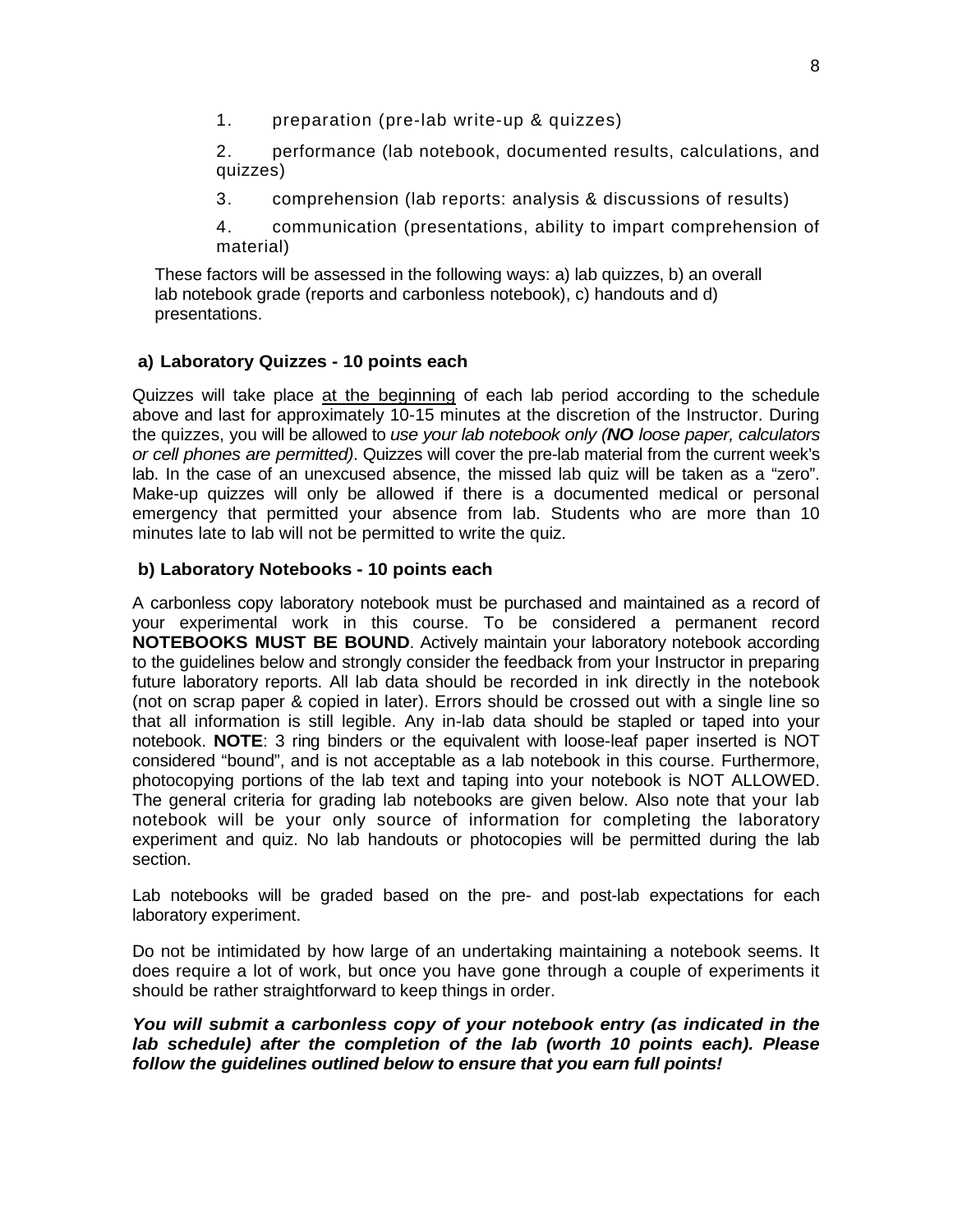1. preparation (pre-lab write-up & quizzes)

2. performance (lab notebook, documented results, calculations, and quizzes)

3. comprehension (lab reports: analysis & discussions of results)

4. communication (presentations, ability to impart comprehension of material)

These factors will be assessed in the following ways: a) lab quizzes, b) an overall lab notebook grade (reports and carbonless notebook), c) handouts and d) presentations.

### a) Laboratory Quizzes - 10 points each

Quizzes will take place <u>at the beginning</u> of each lab period according to the schedule above and last for approximately 10-15 minutes at the discretion of the Instructor. During the quizzes, you will be allowed to *use your lab notebook only (**NO** loose paper, calculators or cell phones are permitted)*. Quizzes will cover the pre-lab material from the current week's lab. In the case of an unexcused absence, the missed lab quiz will be taken as a "zero". Make-up quizzes will only be allowed if there is a documented medical or personal emergency that permitted your absence from lab. Students who are more than 10 minutes late to lab will not be permitted to write the quiz.

### b) Laboratory Notebooks - 10 points each

A carbonless copy laboratory notebook must be purchased and maintained as a record of your experimental work in this course. To be considered a permanent record **NOTEBOOKS MUST BE BOUND**. Actively maintain your laboratory notebook according to the guidelines below and strongly consider the feedback from your Instructor in preparing future laboratory reports. All lab data should be recorded in ink directly in the notebook (not on scrap paper & copied in later). Errors should be crossed out with a single line so that all information is still legible. Any in-lab data should be stapled or taped into your notebook. **NOTE**: 3 ring binders or the equivalent with loose-leaf paper inserted is NOT considered "bound", and is not acceptable as a lab notebook in this course. Furthermore, photocopying portions of the lab text and taping into your notebook is NOT ALLOWED. The general criteria for grading lab notebooks are given below. Also note that your lab notebook will be your only source of information for completing the laboratory experiment and quiz. No lab handouts or photocopies will be permitted during the lab section.

Lab notebooks will be graded based on the pre- and post-lab expectations for each laboratory experiment.

Do not be intimidated by how large of an undertaking maintaining a notebook seems. It does require a lot of work, but once you have gone through a couple of experiments it should be rather straightforward to keep things in order.

***You will submit a carbonless copy of your notebook entry (as indicated in the lab schedule) after the completion of the lab (worth 10 points each). Please follow the guidelines outlined below to ensure that you earn full points!***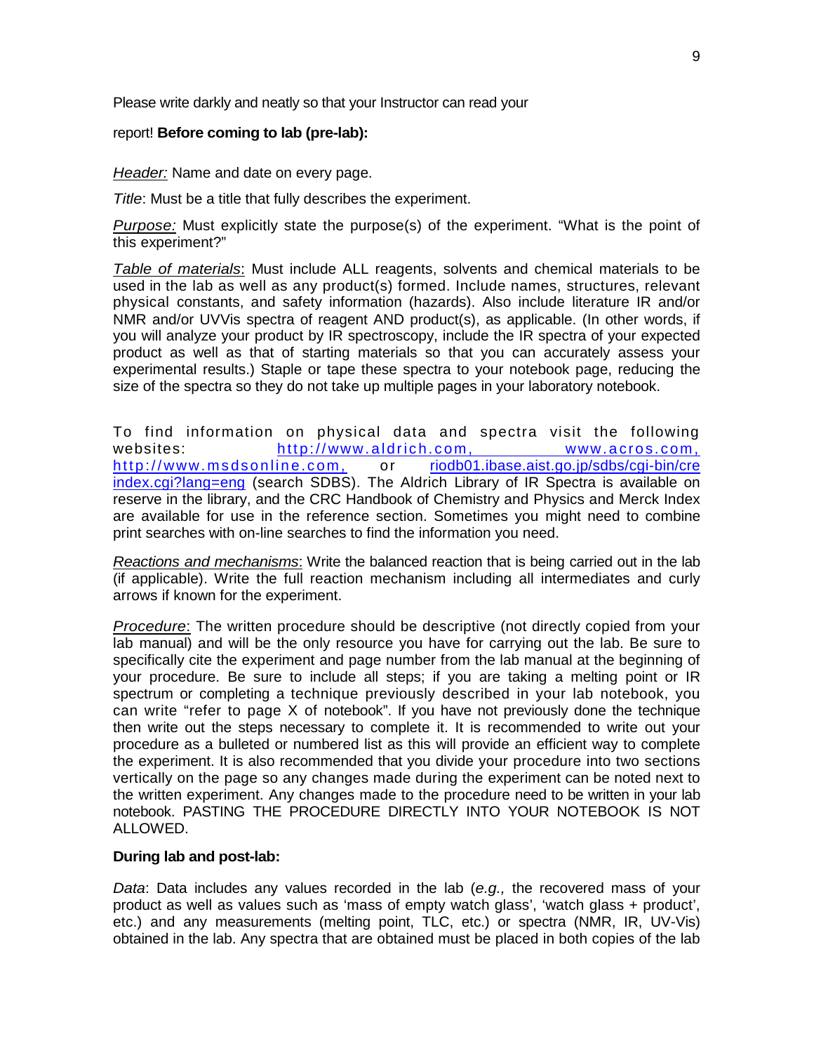Please write darkly and neatly so that your Instructor can read your

report! **Before coming to lab (pre-lab):**

*Header:* Name and date on every page.

*Title*: Must be a title that fully describes the experiment.

*Purpose:* Must explicitly state the purpose(s) of the experiment. "What is the point of this experiment?"

*Table of materials*: Must include ALL reagents, solvents and chemical materials to be used in the lab as well as any product(s) formed. Include names, structures, relevant physical constants, and safety information (hazards). Also include literature IR and/or NMR and/or UVVis spectra of reagent AND product(s), as applicable. (In other words, if you will analyze your product by IR spectroscopy, include the IR spectra of your expected product as well as that of starting materials so that you can accurately assess your experimental results.) Staple or tape these spectra to your notebook page, reducing the size of the spectra so they do not take up multiple pages in your laboratory notebook.

To find information on physical data and spectra visit the following websites: http://www.aldrich.com, www.acros.com, http://www.msdsonline.com, or riodb01.ibase.aist.go.jp/sdbs/cgi-bin/cre index.cgi?lang=eng (search SDBS). The Aldrich Library of IR Spectra is available on reserve in the library, and the CRC Handbook of Chemistry and Physics and Merck Index are available for use in the reference section. Sometimes you might need to combine print searches with on-line searches to find the information you need.

*Reactions and mechanisms*: Write the balanced reaction that is being carried out in the lab (if applicable). Write the full reaction mechanism including all intermediates and curly arrows if known for the experiment.

*Procedure*: The written procedure should be descriptive (not directly copied from your lab manual) and will be the only resource you have for carrying out the lab. Be sure to specifically cite the experiment and page number from the lab manual at the beginning of your procedure. Be sure to include all steps; if you are taking a melting point or IR spectrum or completing a technique previously described in your lab notebook, you can write "refer to page X of notebook". If you have not previously done the technique then write out the steps necessary to complete it. It is recommended to write out your procedure as a bulleted or numbered list as this will provide an efficient way to complete the experiment. It is also recommended that you divide your procedure into two sections vertically on the page so any changes made during the experiment can be noted next to the written experiment. Any changes made to the procedure need to be written in your lab notebook. PASTING THE PROCEDURE DIRECTLY INTO YOUR NOTEBOOK IS NOT ALLOWED.

**During lab and post-lab:**

*Data*: Data includes any values recorded in the lab (*e.g.,* the recovered mass of your product as well as values such as 'mass of empty watch glass', 'watch glass + product', etc.) and any measurements (melting point, TLC, etc.) or spectra (NMR, IR, UV-Vis) obtained in the lab. Any spectra that are obtained must be placed in both copies of the lab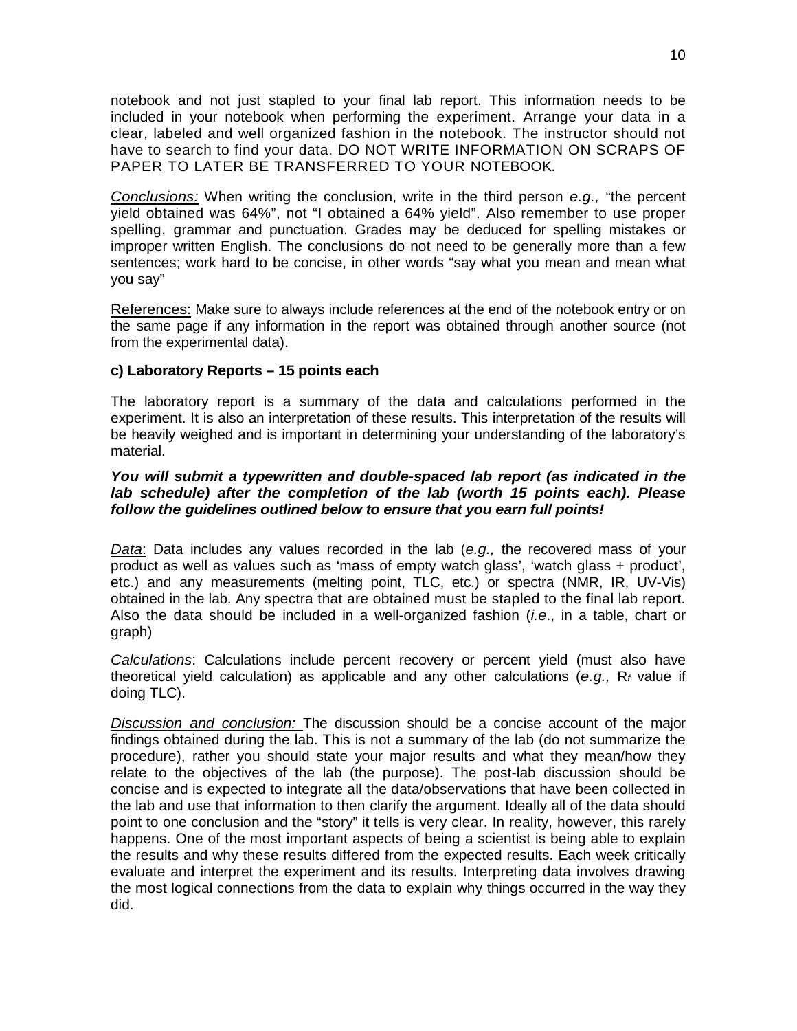notebook and not just stapled to your final lab report. This information needs to be included in your notebook when performing the experiment. Arrange your data in a clear, labeled and well organized fashion in the notebook. The instructor should not have to search to find your data. DO NOT WRITE INFORMATION ON SCRAPS OF PAPER TO LATER BE TRANSFERRED TO YOUR NOTEBOOK.

*Conclusions:* When writing the conclusion, write in the third person *e.g.,* "the percent yield obtained was 64%", not "I obtained a 64% yield". Also remember to use proper spelling, grammar and punctuation. Grades may be deduced for spelling mistakes or improper written English. The conclusions do not need to be generally more than a few sentences; work hard to be concise, in other words "say what you mean and mean what you say"

References: Make sure to always include references at the end of the notebook entry or on the same page if any information in the report was obtained through another source (not from the experimental data).

**c) Laboratory Reports – 15 points each**

The laboratory report is a summary of the data and calculations performed in the experiment. It is also an interpretation of these results. This interpretation of the results will be heavily weighed and is important in determining your understanding of the laboratory's material.

***You will submit a typewritten and double-spaced lab report (as indicated in the lab schedule) after the completion of the lab (worth 15 points each). Please follow the guidelines outlined below to ensure that you earn full points!***

*Data*: Data includes any values recorded in the lab (*e.g.,* the recovered mass of your product as well as values such as 'mass of empty watch glass', 'watch glass + product', etc.) and any measurements (melting point, TLC, etc.) or spectra (NMR, IR, UV-Vis) obtained in the lab. Any spectra that are obtained must be stapled to the final lab report. Also the data should be included in a well-organized fashion (*i.e*., in a table, chart or graph)

*Calculations*: Calculations include percent recovery or percent yield (must also have theoretical yield calculation) as applicable and any other calculations (*e.g.,* $R_f$ value if doing TLC).

*Discussion and conclusion:* The discussion should be a concise account of the major findings obtained during the lab. This is not a summary of the lab (do not summarize the procedure), rather you should state your major results and what they mean/how they relate to the objectives of the lab (the purpose). The post-lab discussion should be concise and is expected to integrate all the data/observations that have been collected in the lab and use that information to then clarify the argument. Ideally all of the data should point to one conclusion and the "story" it tells is very clear. In reality, however, this rarely happens. One of the most important aspects of being a scientist is being able to explain the results and why these results differed from the expected results. Each week critically evaluate and interpret the experiment and its results. Interpreting data involves drawing the most logical connections from the data to explain why things occurred in the way they did.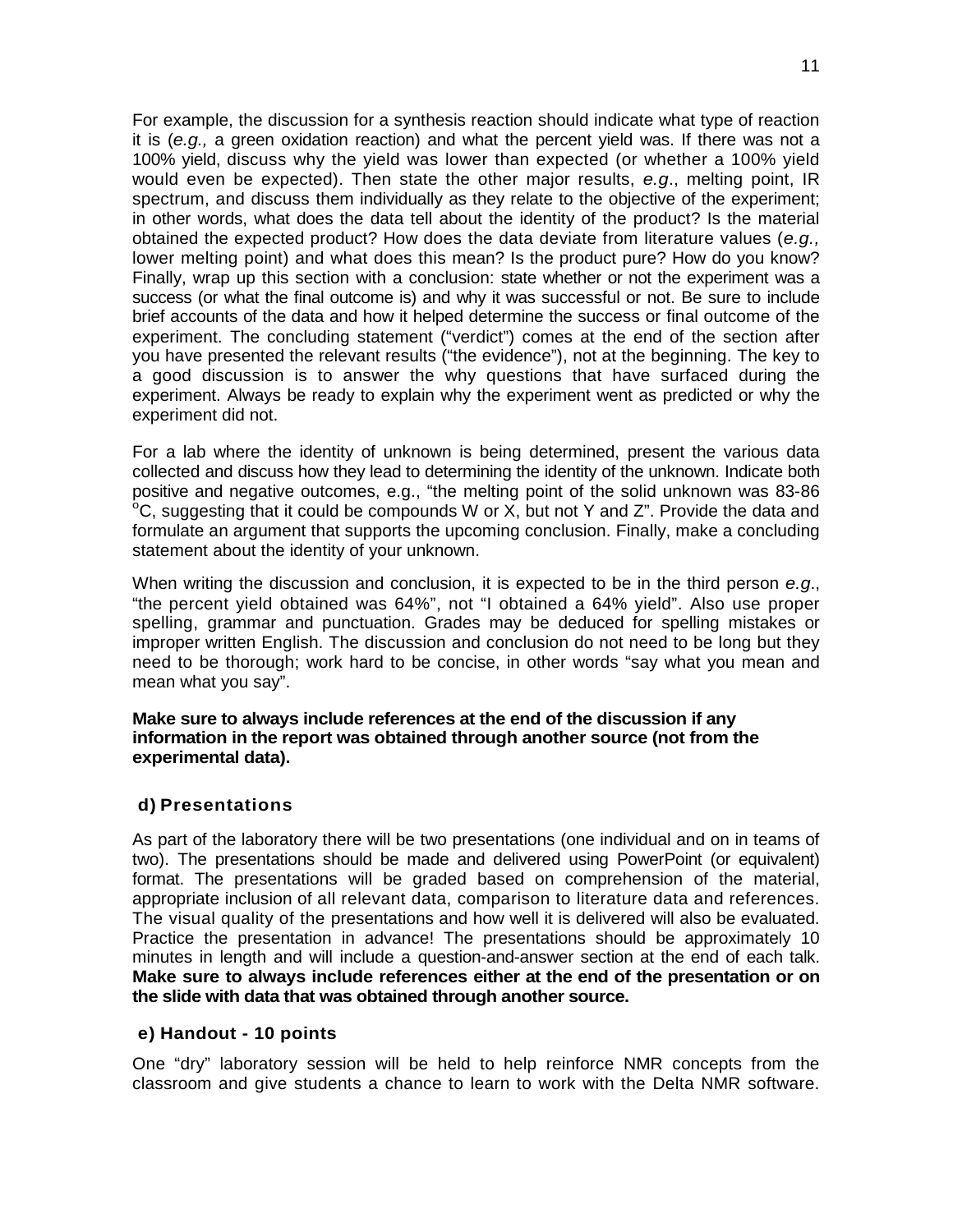For example, the discussion for a synthesis reaction should indicate what type of reaction it is (*e.g.,* a green oxidation reaction) and what the percent yield was. If there was not a 100% yield, discuss why the yield was lower than expected (or whether a 100% yield would even be expected). Then state the other major results, *e.g*., melting point, IR spectrum, and discuss them individually as they relate to the objective of the experiment; in other words, what does the data tell about the identity of the product? Is the material obtained the expected product? How does the data deviate from literature values (*e.g.,* lower melting point) and what does this mean? Is the product pure? How do you know? Finally, wrap up this section with a conclusion: state whether or not the experiment was a success (or what the final outcome is) and why it was successful or not. Be sure to include brief accounts of the data and how it helped determine the success or final outcome of the experiment. The concluding statement ("verdict") comes at the end of the section after you have presented the relevant results ("the evidence"), not at the beginning. The key to a good discussion is to answer the why questions that have surfaced during the experiment. Always be ready to explain why the experiment went as predicted or why the experiment did not.

For a lab where the identity of unknown is being determined, present the various data collected and discuss how they lead to determining the identity of the unknown. Indicate both positive and negative outcomes, e.g., "the melting point of the solid unknown was 83-86 $^{o}$C, suggesting that it could be compounds W or X, but not Y and Z". Provide the data and formulate an argument that supports the upcoming conclusion. Finally, make a concluding statement about the identity of your unknown.

When writing the discussion and conclusion, it is expected to be in the third person *e.g*., "the percent yield obtained was 64%", not "I obtained a 64% yield". Also use proper spelling, grammar and punctuation. Grades may be deduced for spelling mistakes or improper written English. The discussion and conclusion do not need to be long but they need to be thorough; work hard to be concise, in other words "say what you mean and mean what you say".

**Make sure to always include references at the end of the discussion if any information in the report was obtained through another source (not from the experimental data).**

### d) Presentations

As part of the laboratory there will be two presentations (one individual and on in teams of two). The presentations should be made and delivered using PowerPoint (or equivalent) format. The presentations will be graded based on comprehension of the material, appropriate inclusion of all relevant data, comparison to literature data and references. The visual quality of the presentations and how well it is delivered will also be evaluated. Practice the presentation in advance! The presentations should be approximately 10 minutes in length and will include a question-and-answer section at the end of each talk. **Make sure to always include references either at the end of the presentation or on the slide with data that was obtained through another source.**

### e) Handout - 10 points

One "dry" laboratory session will be held to help reinforce NMR concepts from the classroom and give students a chance to learn to work with the Delta NMR software.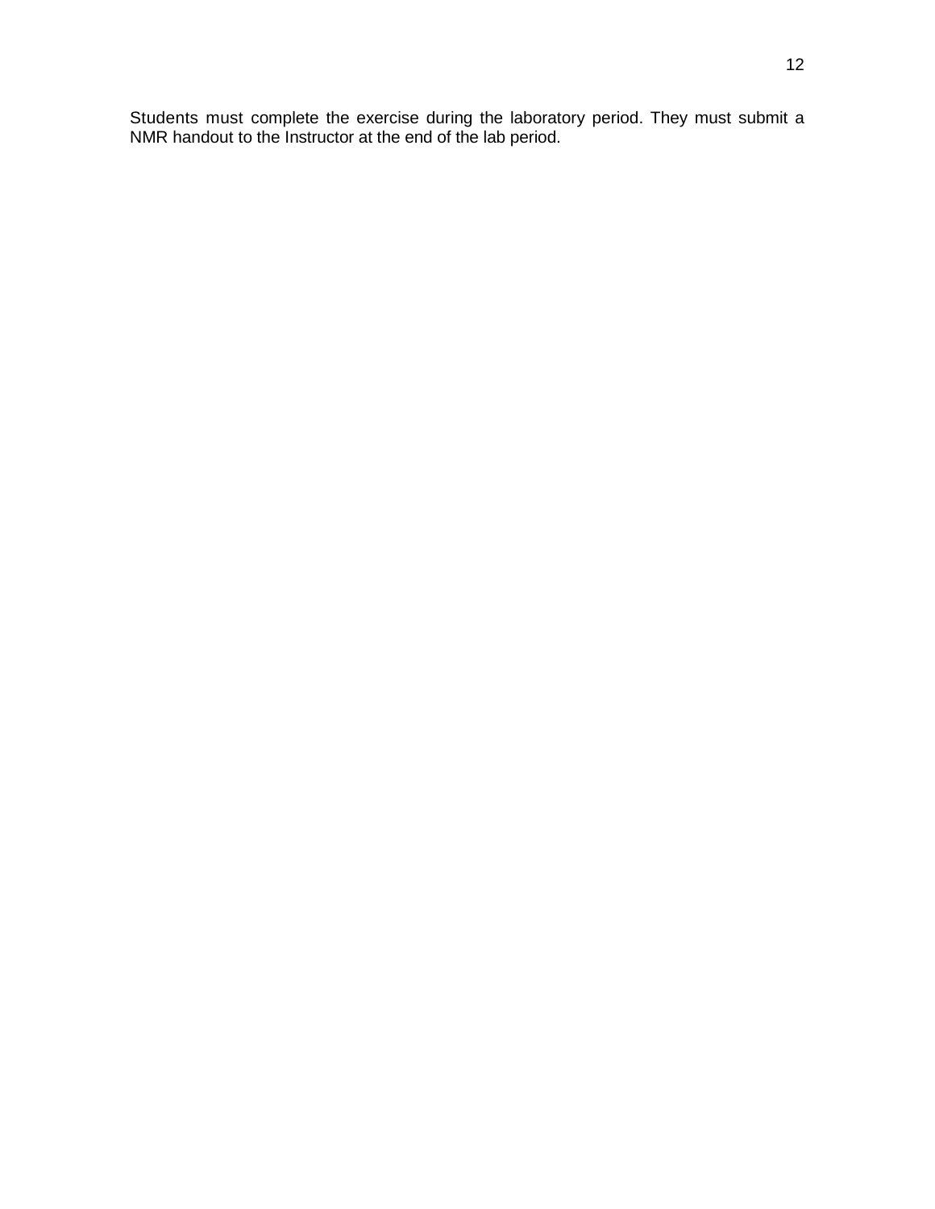Students must complete the exercise during the laboratory period. They must submit a NMR handout to the Instructor at the end of the lab period.